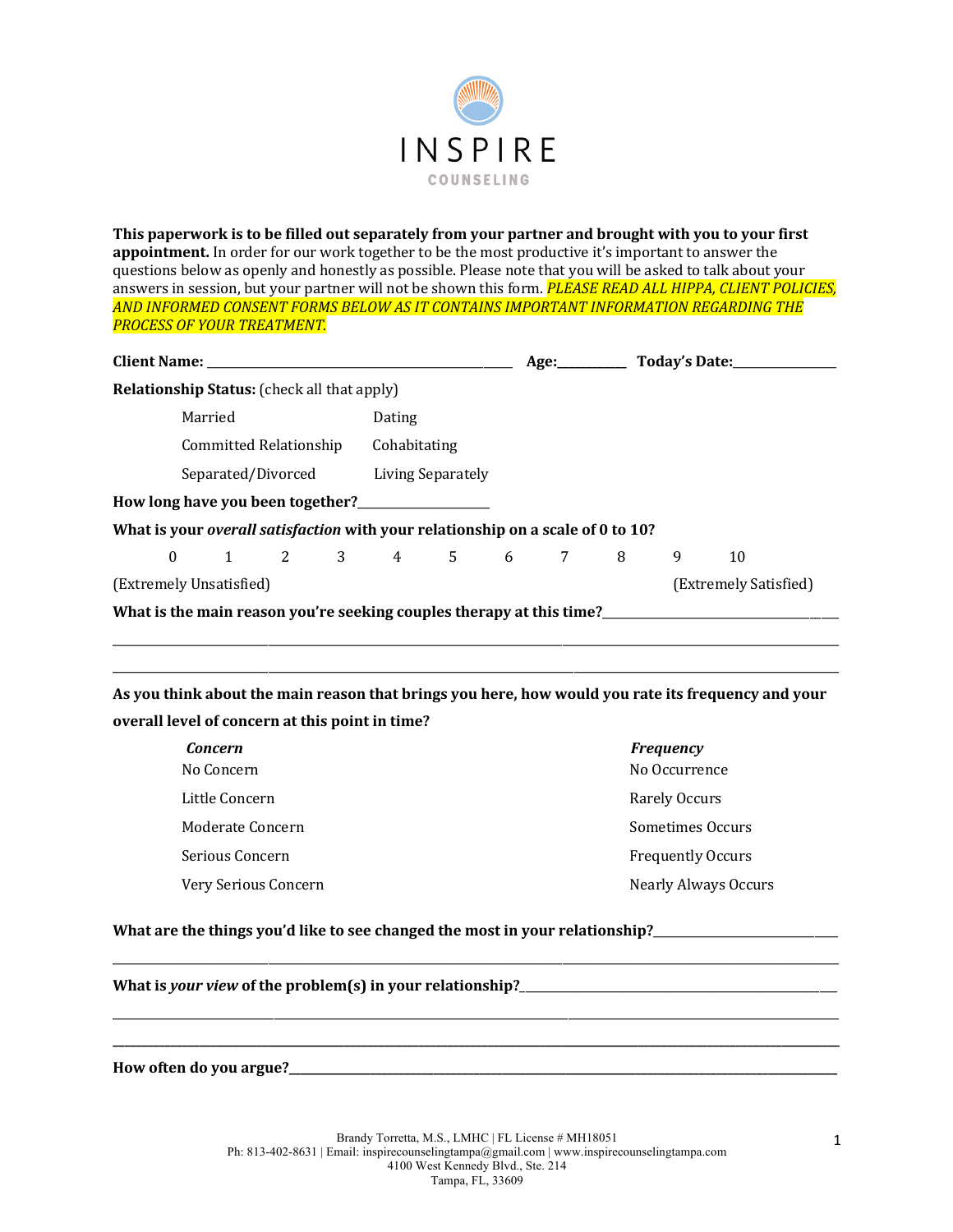# INSPIRE
## COUNSELING

**This paperwork is to be filled out separately from your partner and brought with you to your first appointment.** In order for our work together to be the most productive it's important to answer the questions below as openly and honestly as possible. Please note that you will be asked to talk about your answers in session, but your partner will not be shown this form. *PLEASE READ ALL HIPPA, CLIENT POLICIES, AND INFORMED CONSENT FORMS BELOW AS IT CONTAINS IMPORTANT INFORMATION REGARDING THE PROCESS OF YOUR TREATMENT.*

**Client Name:** ______________________________ **Age:**________ **Today's Date:**____________

**Relationship Status:** (check all that apply)

| | |
|---|---|
| Married | Dating |
| Committed Relationship | Cohabitating |
| Separated/Divorced | Living Separately |

**How long have you been together?**______________

**What is your *overall satisfaction* with your relationship on a scale of 0 to 10?**

0 1 2 3 4 5 6 7 8 9 10

(Extremely Unsatisfied) (Extremely Satisfied)

**What is the main reason you're seeking couples therapy at this time?**______________________

_____________________________________________________________________________

_____________________________________________________________________________

**As you think about the main reason that brings you here, how would you rate its frequency and your overall level of concern at this point in time?**

| ***Concern*** | ***Frequency*** |
|---|---|
| No Concern | No Occurrence |
| Little Concern | Rarely Occurs |
| Moderate Concern | Sometimes Occurs |
| Serious Concern | Frequently Occurs |
| Very Serious Concern | Nearly Always Occurs |

**What are the things you'd like to see changed the most in your relationship?**______________

_____________________________________________________________________________

**What is *your view* of the problem(s) in your relationship?**______________________________

_____________________________________________________________________________

_____________________________________________________________________________

**How often do you argue?**___________________________________________________________

Brandy Torretta, M.S., LMHC | FL License # MH18051
Ph: 813-402-8631 | Email: inspirecounselingtampa@gmail.com | www.inspirecounselingtampa.com
4100 West Kennedy Blvd., Ste. 214
Tampa, FL, 33609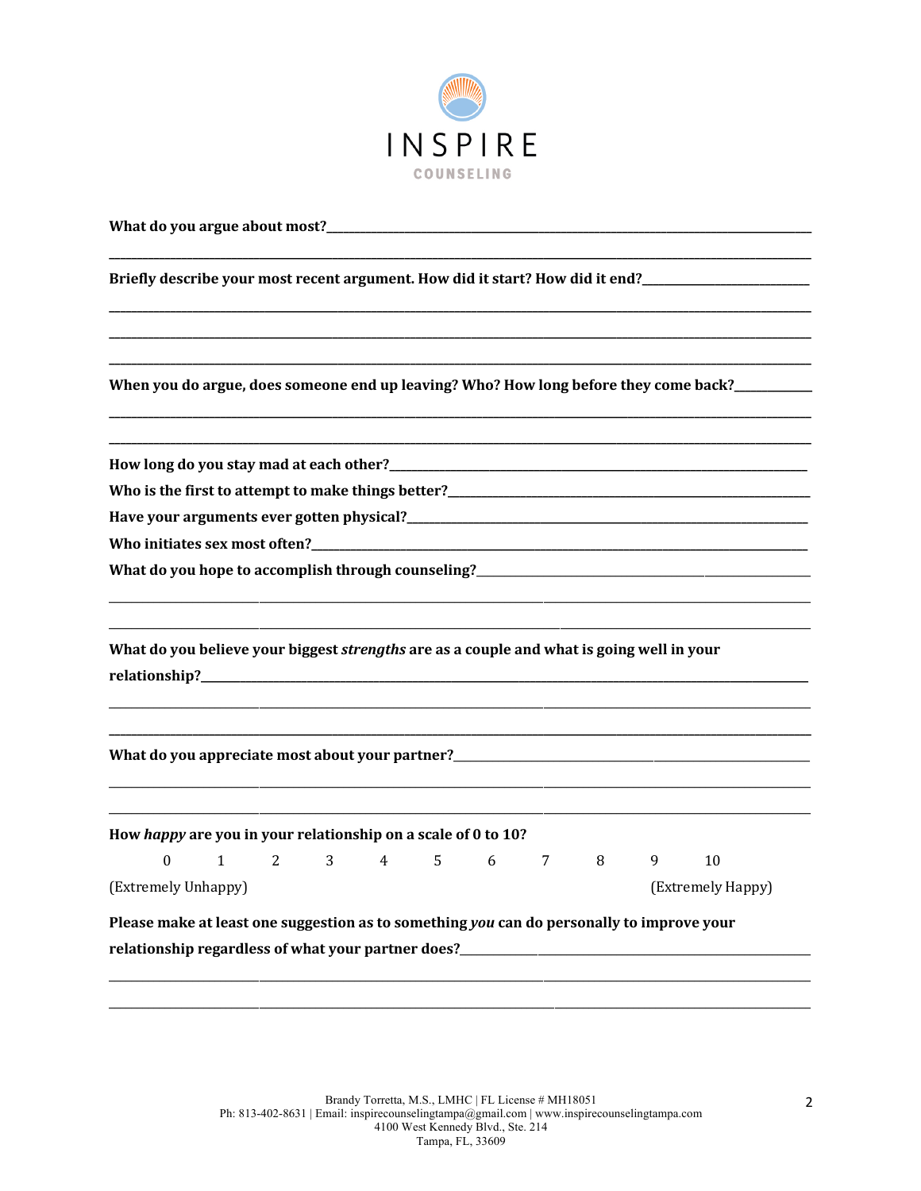**What do you argue about most?**\_\_\_\_\_\_\_\_\_\_\_\_\_\_\_\_\_\_\_\_\_\_\_\_\_\_\_\_\_\_\_\_\_\_\_\_\_\_\_\_

\_\_\_\_\_\_\_\_\_\_\_\_\_\_\_\_\_\_\_\_\_\_\_\_\_\_\_\_\_\_\_\_\_\_\_\_\_\_\_\_\_\_\_\_\_\_\_\_\_\_\_\_\_\_\_\_

**Briefly describe your most recent argument. How did it start? How did it end?**\_\_\_\_\_\_\_\_\_\_\_\_\_\_\_\_

\_\_\_\_\_\_\_\_\_\_\_\_\_\_\_\_\_\_\_\_\_\_\_\_\_\_\_\_\_\_\_\_\_\_\_\_\_\_\_\_\_\_\_\_\_\_\_\_\_\_\_\_\_\_\_\_

\_\_\_\_\_\_\_\_\_\_\_\_\_\_\_\_\_\_\_\_\_\_\_\_\_\_\_\_\_\_\_\_\_\_\_\_\_\_\_\_\_\_\_\_\_\_\_\_\_\_\_\_\_\_\_\_

\_\_\_\_\_\_\_\_\_\_\_\_\_\_\_\_\_\_\_\_\_\_\_\_\_\_\_\_\_\_\_\_\_\_\_\_\_\_\_\_\_\_\_\_\_\_\_\_\_\_\_\_\_\_\_\_

**When you do argue, does someone end up leaving? Who? How long before they come back?**\_\_\_\_\_\_\_\_

\_\_\_\_\_\_\_\_\_\_\_\_\_\_\_\_\_\_\_\_\_\_\_\_\_\_\_\_\_\_\_\_\_\_\_\_\_\_\_\_\_\_\_\_\_\_\_\_\_\_\_\_\_\_\_\_

\_\_\_\_\_\_\_\_\_\_\_\_\_\_\_\_\_\_\_\_\_\_\_\_\_\_\_\_\_\_\_\_\_\_\_\_\_\_\_\_\_\_\_\_\_\_\_\_\_\_\_\_\_\_\_\_

**How long do you stay mad at each other?**\_\_\_\_\_\_\_\_\_\_\_\_\_\_\_\_\_\_\_\_\_\_\_\_\_\_\_\_\_\_\_\_\_\_\_\_

**Who is the first to attempt to make things better?**\_\_\_\_\_\_\_\_\_\_\_\_\_\_\_\_\_\_\_\_\_\_\_\_\_\_\_\_\_\_

**Have your arguments ever gotten physical?**\_\_\_\_\_\_\_\_\_\_\_\_\_\_\_\_\_\_\_\_\_\_\_\_\_\_\_\_\_\_\_\_\_\_\_

**Who initiates sex most often?**\_\_\_\_\_\_\_\_\_\_\_\_\_\_\_\_\_\_\_\_\_\_\_\_\_\_\_\_\_\_\_\_\_\_\_\_\_\_\_\_\_\_\_

**What do you hope to accomplish through counseling?**\_\_\_\_\_\_\_\_\_\_\_\_\_\_\_\_\_\_\_\_\_\_\_\_\_\_\_\_

\_\_\_\_\_\_\_\_\_\_\_\_\_\_\_\_\_\_\_\_\_\_\_\_\_\_\_\_\_\_\_\_\_\_\_\_\_\_\_\_\_\_\_\_\_\_\_\_\_\_\_\_\_\_\_\_

\_\_\_\_\_\_\_\_\_\_\_\_\_\_\_\_\_\_\_\_\_\_\_\_\_\_\_\_\_\_\_\_\_\_\_\_\_\_\_\_\_\_\_\_\_\_\_\_\_\_\_\_\_\_\_\_

**What do you believe your biggest *strengths* are as a couple and what is going well in your relationship?**\_\_\_\_\_\_\_\_\_\_\_\_\_\_\_\_\_\_\_\_\_\_\_\_\_\_\_\_\_\_\_\_\_\_\_\_\_\_\_\_\_\_\_\_\_\_\_\_\_\_\_\_

\_\_\_\_\_\_\_\_\_\_\_\_\_\_\_\_\_\_\_\_\_\_\_\_\_\_\_\_\_\_\_\_\_\_\_\_\_\_\_\_\_\_\_\_\_\_\_\_\_\_\_\_\_\_\_\_

\_\_\_\_\_\_\_\_\_\_\_\_\_\_\_\_\_\_\_\_\_\_\_\_\_\_\_\_\_\_\_\_\_\_\_\_\_\_\_\_\_\_\_\_\_\_\_\_\_\_\_\_\_\_\_\_

**What do you appreciate most about your partner?**\_\_\_\_\_\_\_\_\_\_\_\_\_\_\_\_\_\_\_\_\_\_\_\_\_\_\_\_\_\_\_

\_\_\_\_\_\_\_\_\_\_\_\_\_\_\_\_\_\_\_\_\_\_\_\_\_\_\_\_\_\_\_\_\_\_\_\_\_\_\_\_\_\_\_\_\_\_\_\_\_\_\_\_\_\_\_\_

\_\_\_\_\_\_\_\_\_\_\_\_\_\_\_\_\_\_\_\_\_\_\_\_\_\_\_\_\_\_\_\_\_\_\_\_\_\_\_\_\_\_\_\_\_\_\_\_\_\_\_\_\_\_\_\_

**How *happy* are you in your relationship on a scale of 0 to 10?**

0 1 2 3 4 5 6 7 8 9 10

(Extremely Unhappy) (Extremely Happy)

**Please make at least one suggestion as to something *you* can do personally to improve your relationship regardless of what your partner does?**\_\_\_\_\_\_\_\_\_\_\_\_\_\_\_\_\_\_\_\_\_\_\_\_\_\_\_\_\_\_\_\_

\_\_\_\_\_\_\_\_\_\_\_\_\_\_\_\_\_\_\_\_\_\_\_\_\_\_\_\_\_\_\_\_\_\_\_\_\_\_\_\_\_\_\_\_\_\_\_\_\_\_\_\_\_\_\_\_

\_\_\_\_\_\_\_\_\_\_\_\_\_\_\_\_\_\_\_\_\_\_\_\_\_\_\_\_\_\_\_\_\_\_\_\_\_\_\_\_\_\_\_\_\_\_\_\_\_\_\_\_\_\_\_\_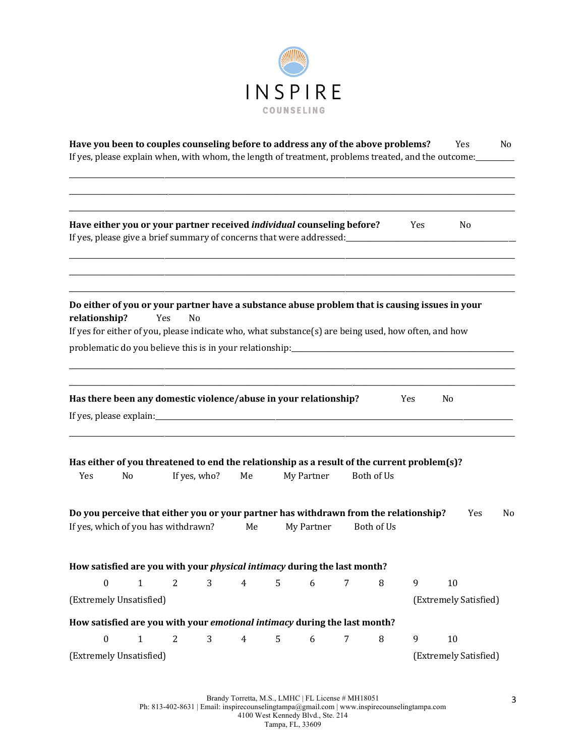**Have you been to couples counseling before to address any of the above problems?** Yes No

If yes, please explain when, with whom, the length of treatment, problems treated, and the outcome:\_\_\_\_\_\_\_\_\_\_

\_\_\_\_\_\_\_\_\_\_\_\_\_\_\_\_\_\_\_\_\_\_\_\_\_\_\_\_\_\_\_\_\_\_\_\_\_\_\_\_\_\_\_\_\_\_\_\_\_\_\_\_\_\_\_\_\_\_\_\_\_\_\_\_\_\_\_\_\_\_\_\_\_\_\_\_\_\_\_\_\_\_\_\_\_\_

\_\_\_\_\_\_\_\_\_\_\_\_\_\_\_\_\_\_\_\_\_\_\_\_\_\_\_\_\_\_\_\_\_\_\_\_\_\_\_\_\_\_\_\_\_\_\_\_\_\_\_\_\_\_\_\_\_\_\_\_\_\_\_\_\_\_\_\_\_\_\_\_\_\_\_\_\_\_\_\_\_\_\_\_\_\_

\_\_\_\_\_\_\_\_\_\_\_\_\_\_\_\_\_\_\_\_\_\_\_\_\_\_\_\_\_\_\_\_\_\_\_\_\_\_\_\_\_\_\_\_\_\_\_\_\_\_\_\_\_\_\_\_\_\_\_\_\_\_\_\_\_\_\_\_\_\_\_\_\_\_\_\_\_\_\_\_\_\_\_\_\_\_

**Have either you or your partner received *individual* counseling before?** Yes No

If yes, please give a brief summary of concerns that were addressed:\_\_\_\_\_\_\_\_\_\_\_\_\_\_\_\_\_\_\_\_\_\_\_\_\_\_\_\_\_\_\_\_\_\_

\_\_\_\_\_\_\_\_\_\_\_\_\_\_\_\_\_\_\_\_\_\_\_\_\_\_\_\_\_\_\_\_\_\_\_\_\_\_\_\_\_\_\_\_\_\_\_\_\_\_\_\_\_\_\_\_\_\_\_\_\_\_\_\_\_\_\_\_\_\_\_\_\_\_\_\_\_\_\_\_\_\_\_\_\_\_

\_\_\_\_\_\_\_\_\_\_\_\_\_\_\_\_\_\_\_\_\_\_\_\_\_\_\_\_\_\_\_\_\_\_\_\_\_\_\_\_\_\_\_\_\_\_\_\_\_\_\_\_\_\_\_\_\_\_\_\_\_\_\_\_\_\_\_\_\_\_\_\_\_\_\_\_\_\_\_\_\_\_\_\_\_\_

\_\_\_\_\_\_\_\_\_\_\_\_\_\_\_\_\_\_\_\_\_\_\_\_\_\_\_\_\_\_\_\_\_\_\_\_\_\_\_\_\_\_\_\_\_\_\_\_\_\_\_\_\_\_\_\_\_\_\_\_\_\_\_\_\_\_\_\_\_\_\_\_\_\_\_\_\_\_\_\_\_\_\_\_\_\_

**Do either of you or your partner have a substance abuse problem that is causing issues in your relationship?** Yes No

If yes for either of you, please indicate who, what substance(s) are being used, how often, and how problematic do you believe this is in your relationship:\_\_\_\_\_\_\_\_\_\_\_\_\_\_\_\_\_\_\_\_\_\_\_\_\_\_\_\_\_\_\_\_\_\_\_\_\_\_\_\_

\_\_\_\_\_\_\_\_\_\_\_\_\_\_\_\_\_\_\_\_\_\_\_\_\_\_\_\_\_\_\_\_\_\_\_\_\_\_\_\_\_\_\_\_\_\_\_\_\_\_\_\_\_\_\_\_\_\_\_\_\_\_\_\_\_\_\_\_\_\_\_\_\_\_\_\_\_\_\_\_\_\_\_\_\_\_

\_\_\_\_\_\_\_\_\_\_\_\_\_\_\_\_\_\_\_\_\_\_\_\_\_\_\_\_\_\_\_\_\_\_\_\_\_\_\_\_\_\_\_\_\_\_\_\_\_\_\_\_\_\_\_\_\_\_\_\_\_\_\_\_\_\_\_\_\_\_\_\_\_\_\_\_\_\_\_\_\_\_\_\_\_\_

**Has there been any domestic violence/abuse in your relationship?** Yes No

If yes, please explain:\_\_\_\_\_\_\_\_\_\_\_\_\_\_\_\_\_\_\_\_\_\_\_\_\_\_\_\_\_\_\_\_\_\_\_\_\_\_\_\_\_\_\_\_\_\_\_\_\_\_\_\_\_\_\_\_\_\_\_\_\_\_\_\_\_\_\_\_\_\_\_\_\_

\_\_\_\_\_\_\_\_\_\_\_\_\_\_\_\_\_\_\_\_\_\_\_\_\_\_\_\_\_\_\_\_\_\_\_\_\_\_\_\_\_\_\_\_\_\_\_\_\_\_\_\_\_\_\_\_\_\_\_\_\_\_\_\_\_\_\_\_\_\_\_\_\_\_\_\_\_\_\_\_\_\_\_\_\_\_

**Has either of you threatened to end the relationship as a result of the current problem(s)?**

Yes No If yes, who? Me My Partner Both of Us

**Do you perceive that either you or your partner has withdrawn from the relationship?** Yes No

If yes, which of you has withdrawn? Me My Partner Both of Us

**How satisfied are you with your *physical intimacy* during the last month?**

0 1 2 3 4 5 6 7 8 9 10

(Extremely Unsatisfied) (Extremely Satisfied)

**How satisfied are you with your *emotional intimacy* during the last month?**

0 1 2 3 4 5 6 7 8 9 10

(Extremely Unsatisfied) (Extremely Satisfied)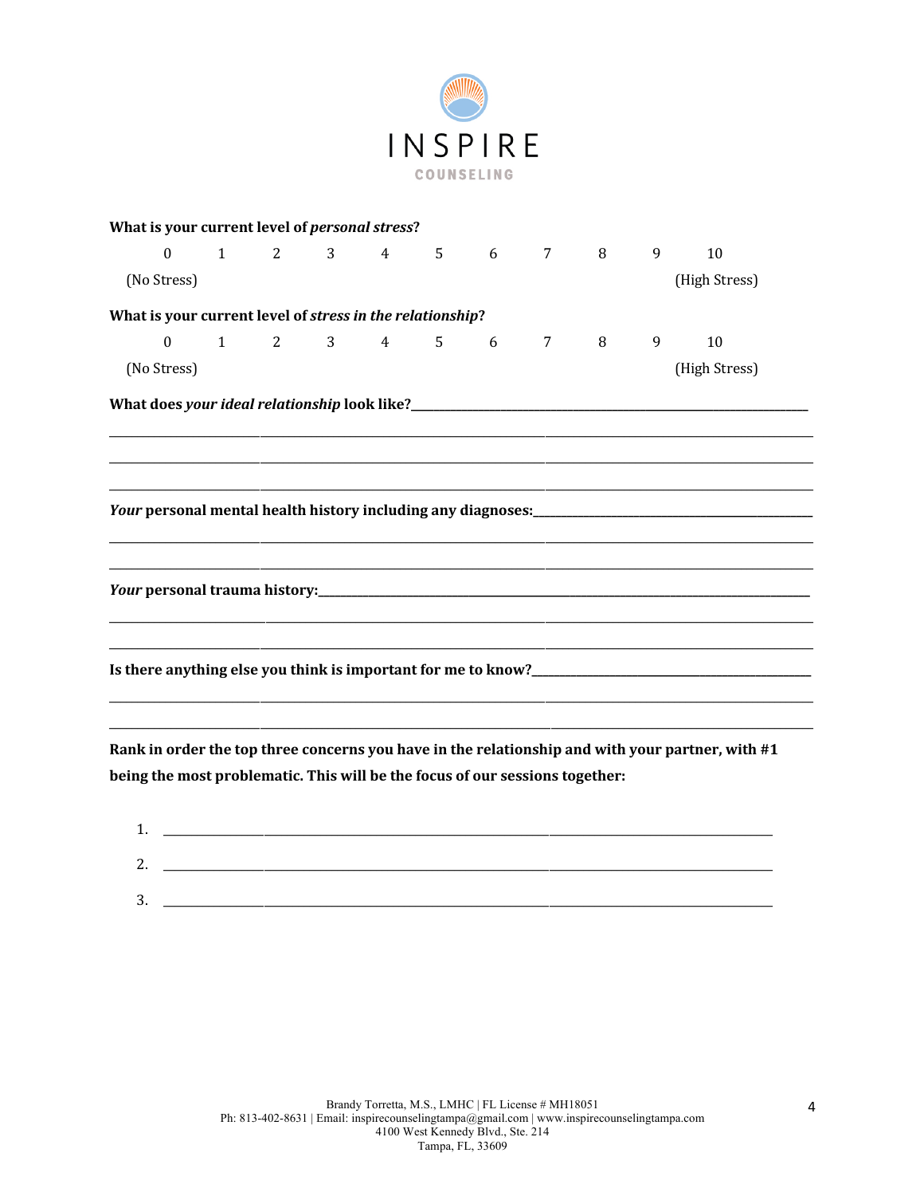INSPIRE

COUNSELING

**What is your current level of *personal stress*?**

0 1 2 3 4 5 6 7 8 9 10

(No Stress) (High Stress)

**What is your current level of *stress in the relationship*?**

0 1 2 3 4 5 6 7 8 9 10

(No Stress) (High Stress)

**What does *your ideal relationship* look like?**_______________________________________________

_______________________________________________________________________________

_______________________________________________________________________________

_______________________________________________________________________________

***Your* personal mental health history including any diagnoses:**______________________________

_______________________________________________________________________________

_______________________________________________________________________________

***Your* personal trauma history:**______________________________________________________

_______________________________________________________________________________

_______________________________________________________________________________

**Is there anything else you think is important for me to know?**______________________________

_______________________________________________________________________________

_______________________________________________________________________________

**Rank in order the top three concerns you have in the relationship and with your partner, with #1 being the most problematic. This will be the focus of our sessions together:**

1. _______________________________________________________________________
2. _______________________________________________________________________
3. _______________________________________________________________________

Brandy Torretta, M.S., LMHC | FL License # MH18051
Ph: 813-402-8631 | Email: inspirecounselingtampa@gmail.com | www.inspirecounselingtampa.com
4100 West Kennedy Blvd., Ste. 214
Tampa, FL, 33609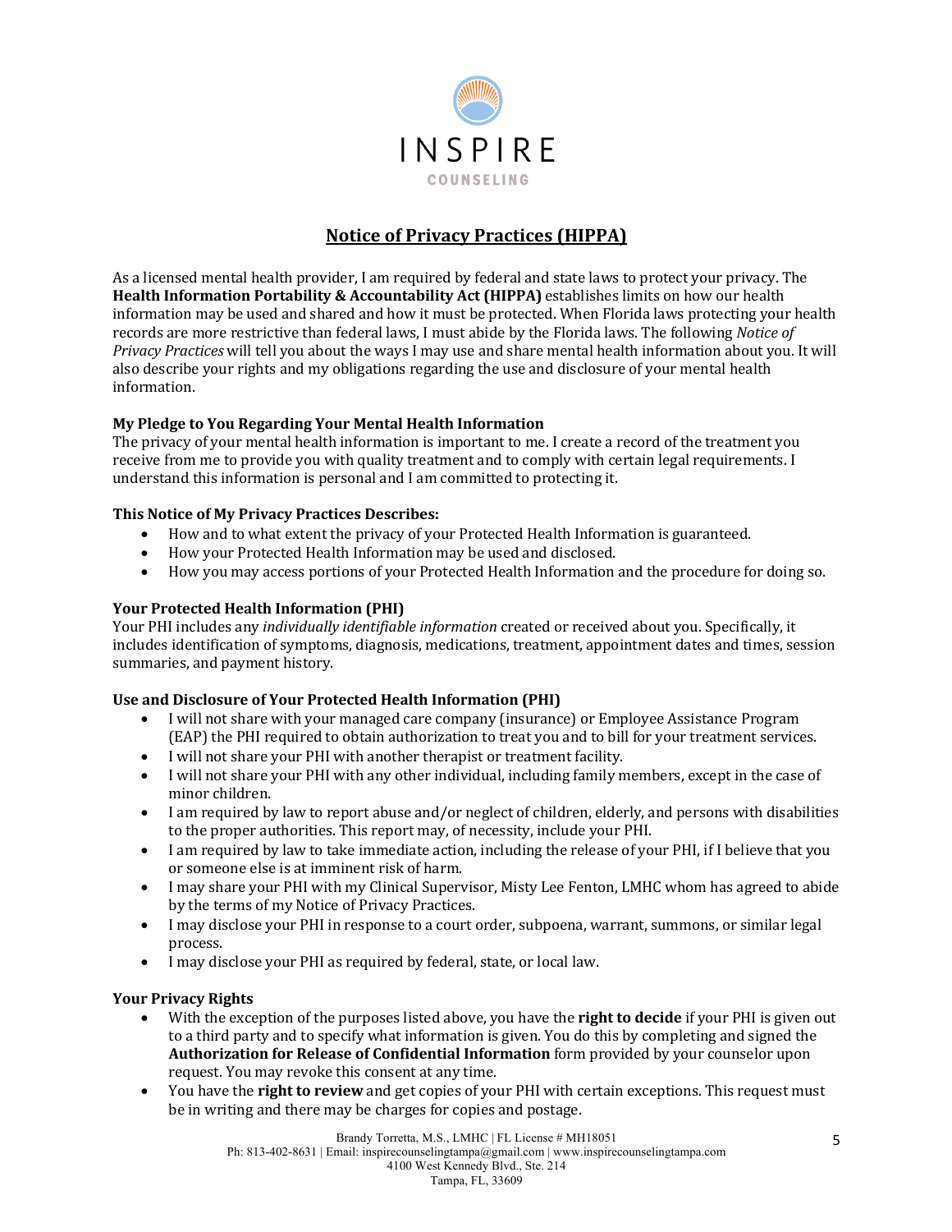INSPIRE

COUNSELING

# Notice of Privacy Practices (HIPPA)

As a licensed mental health provider, I am required by federal and state laws to protect your privacy. The **Health Information Portability & Accountability Act (HIPPA)** establishes limits on how our health information may be used and shared and how it must be protected. When Florida laws protecting your health records are more restrictive than federal laws, I must abide by the Florida laws. The following *Notice of Privacy Practices* will tell you about the ways I may use and share mental health information about you. It will also describe your rights and my obligations regarding the use and disclosure of your mental health information.

**My Pledge to You Regarding Your Mental Health Information**

The privacy of your mental health information is important to me. I create a record of the treatment you receive from me to provide you with quality treatment and to comply with certain legal requirements. I understand this information is personal and I am committed to protecting it.

**This Notice of My Privacy Practices Describes:**

- How and to what extent the privacy of your Protected Health Information is guaranteed.
- How your Protected Health Information may be used and disclosed.
- How you may access portions of your Protected Health Information and the procedure for doing so.

**Your Protected Health Information (PHI)**

Your PHI includes any *individually identifiable information* created or received about you. Specifically, it includes identification of symptoms, diagnosis, medications, treatment, appointment dates and times, session summaries, and payment history.

**Use and Disclosure of Your Protected Health Information (PHI)**

- I will not share with your managed care company (insurance) or Employee Assistance Program (EAP) the PHI required to obtain authorization to treat you and to bill for your treatment services.
- I will not share your PHI with another therapist or treatment facility.
- I will not share your PHI with any other individual, including family members, except in the case of minor children.
- I am required by law to report abuse and/or neglect of children, elderly, and persons with disabilities to the proper authorities. This report may, of necessity, include your PHI.
- I am required by law to take immediate action, including the release of your PHI, if I believe that you or someone else is at imminent risk of harm.
- I may share your PHI with my Clinical Supervisor, Misty Lee Fenton, LMHC whom has agreed to abide by the terms of my Notice of Privacy Practices.
- I may disclose your PHI in response to a court order, subpoena, warrant, summons, or similar legal process.
- I may disclose your PHI as required by federal, state, or local law.

**Your Privacy Rights**

- With the exception of the purposes listed above, you have the **right to decide** if your PHI is given out to a third party and to specify what information is given. You do this by completing and signed the **Authorization for Release of Confidential Information** form provided by your counselor upon request. You may revoke this consent at any time.
- You have the **right to review** and get copies of your PHI with certain exceptions. This request must be in writing and there may be charges for copies and postage.

Brandy Torretta, M.S., LMHC | FL License # MH18051
Ph: 813-402-8631 | Email: inspirecounselingtampa@gmail.com | www.inspirecounselingtampa.com
4100 West Kennedy Blvd., Ste. 214
Tampa, FL, 33609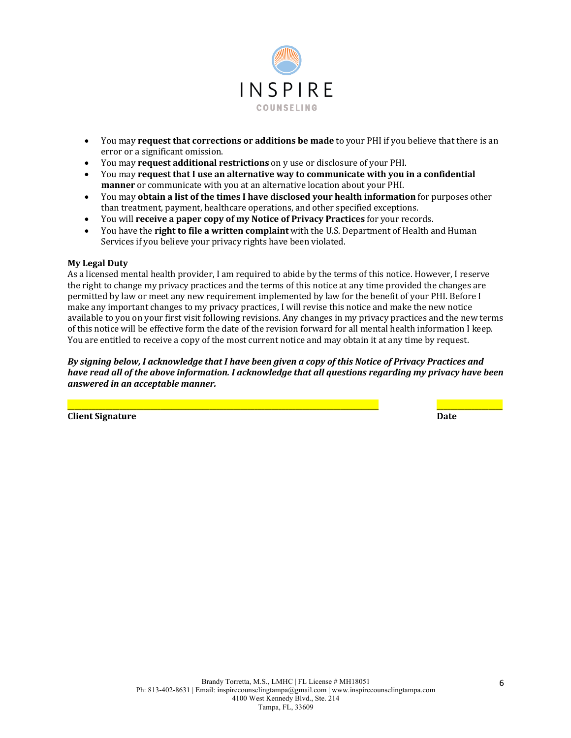- You may **request that corrections or additions be made** to your PHI if you believe that there is an error or a significant omission.
- You may **request additional restrictions** on y use or disclosure of your PHI.
- You may **request that I use an alternative way to communicate with you in a confidential manner** or communicate with you at an alternative location about your PHI.
- You may **obtain a list of the times I have disclosed your health information** for purposes other than treatment, payment, healthcare operations, and other specified exceptions.
- You will **receive a paper copy of my Notice of Privacy Practices** for your records.
- You have the **right to file a written complaint** with the U.S. Department of Health and Human Services if you believe your privacy rights have been violated.

**My Legal Duty**

As a licensed mental health provider, I am required to abide by the terms of this notice. However, I reserve the right to change my privacy practices and the terms of this notice at any time provided the changes are permitted by law or meet any new requirement implemented by law for the benefit of your PHI. Before I make any important changes to my privacy practices, I will revise this notice and make the new notice available to you on your first visit following revisions. Any changes in my privacy practices and the new terms of this notice will be effective form the date of the revision forward for all mental health information I keep. You are entitled to receive a copy of the most current notice and may obtain it at any time by request.

***By signing below, I acknowledge that I have been given a copy of this Notice of Privacy Practices and have read all of the above information. I acknowledge that all questions regarding my privacy have been answered in an acceptable manner.***

______________________________________________ ______________

**Client Signature** **Date**

Brandy Torretta, M.S., LMHC | FL License # MH18051
Ph: 813-402-8631 | Email: inspirecounselingtampa@gmail.com | www.inspirecounselingtampa.com
4100 West Kennedy Blvd., Ste. 214
Tampa, FL, 33609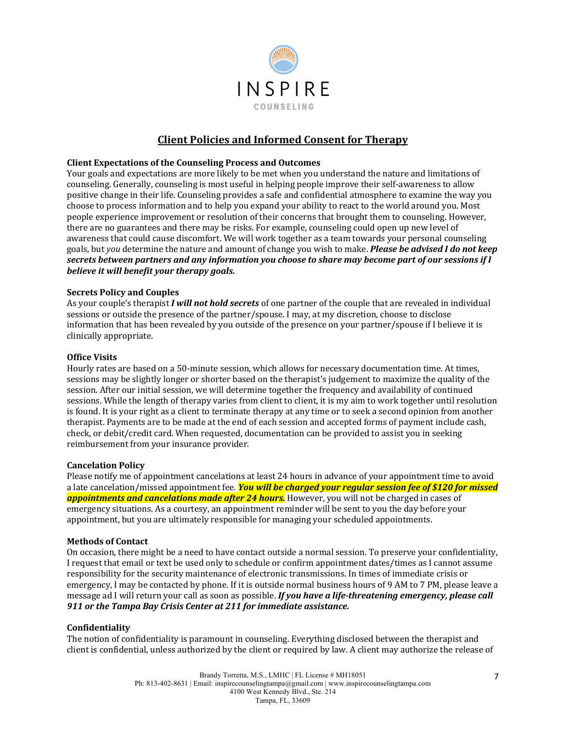INSPIRE

COUNSELING

# Client Policies and Informed Consent for Therapy

**Client Expectations of the Counseling Process and Outcomes**

Your goals and expectations are more likely to be met when you understand the nature and limitations of counseling. Generally, counseling is most useful in helping people improve their self-awareness to allow positive change in their life. Counseling provides a safe and confidential atmosphere to examine the way you choose to process information and to help you expand your ability to react to the world around you. Most people experience improvement or resolution of their concerns that brought them to counseling. However, there are no guarantees and there may be risks. For example, counseling could open up new level of awareness that could cause discomfort. We will work together as a team towards your personal counseling goals, but *you* determine the nature and amount of change you wish to make. ***Please be advised I do not keep secrets between partners and any information you choose to share may become part of our sessions if I believe it will benefit your therapy goals.***

**Secrets Policy and Couples**

As your couple's therapist ***I will not hold secrets*** of one partner of the couple that are revealed in individual sessions or outside the presence of the partner/spouse. I may, at my discretion, choose to disclose information that has been revealed by you outside of the presence on your partner/spouse if I believe it is clinically appropriate.

**Office Visits**

Hourly rates are based on a 50-minute session, which allows for necessary documentation time. At times, sessions may be slightly longer or shorter based on the therapist's judgement to maximize the quality of the session. After our initial session, we will determine together the frequency and availability of continued sessions. While the length of therapy varies from client to client, it is my aim to work together until resolution is found. It is your right as a client to terminate therapy at any time or to seek a second opinion from another therapist. Payments are to be made at the end of each session and accepted forms of payment include cash, check, or debit/credit card. When requested, documentation can be provided to assist you in seeking reimbursement from your insurance provider.

**Cancelation Policy**

Please notify me of appointment cancelations at least 24 hours in advance of your appointment time to avoid a late cancelation/missed appointment fee. ***You will be charged your regular session fee of $120 for missed appointments and cancelations made after 24 hours.*** However, you will not be charged in cases of emergency situations. As a courtesy, an appointment reminder will be sent to you the day before your appointment, but you are ultimately responsible for managing your scheduled appointments.

**Methods of Contact**

On occasion, there might be a need to have contact outside a normal session. To preserve your confidentiality, I request that email or text be used only to schedule or confirm appointment dates/times as I cannot assume responsibility for the security maintenance of electronic transmissions. In times of immediate crisis or emergency, I may be contacted by phone. If it is outside normal business hours of 9 AM to 7 PM, please leave a message ad I will return your call as soon as possible. ***If you have a life-threatening emergency, please call 911 or the Tampa Bay Crisis Center at 211 for immediate assistance.***

**Confidentiality**

The notion of confidentiality is paramount in counseling. Everything disclosed between the therapist and client is confidential, unless authorized by the client or required by law. A client may authorize the release of

Brandy Torretta, M.S., LMHC | FL License # MH18051
Ph: 813-402-8631 | Email: inspirecounselingtampa@gmail.com | www.inspirecounselingtampa.com
4100 West Kennedy Blvd., Ste. 214
Tampa, FL, 33609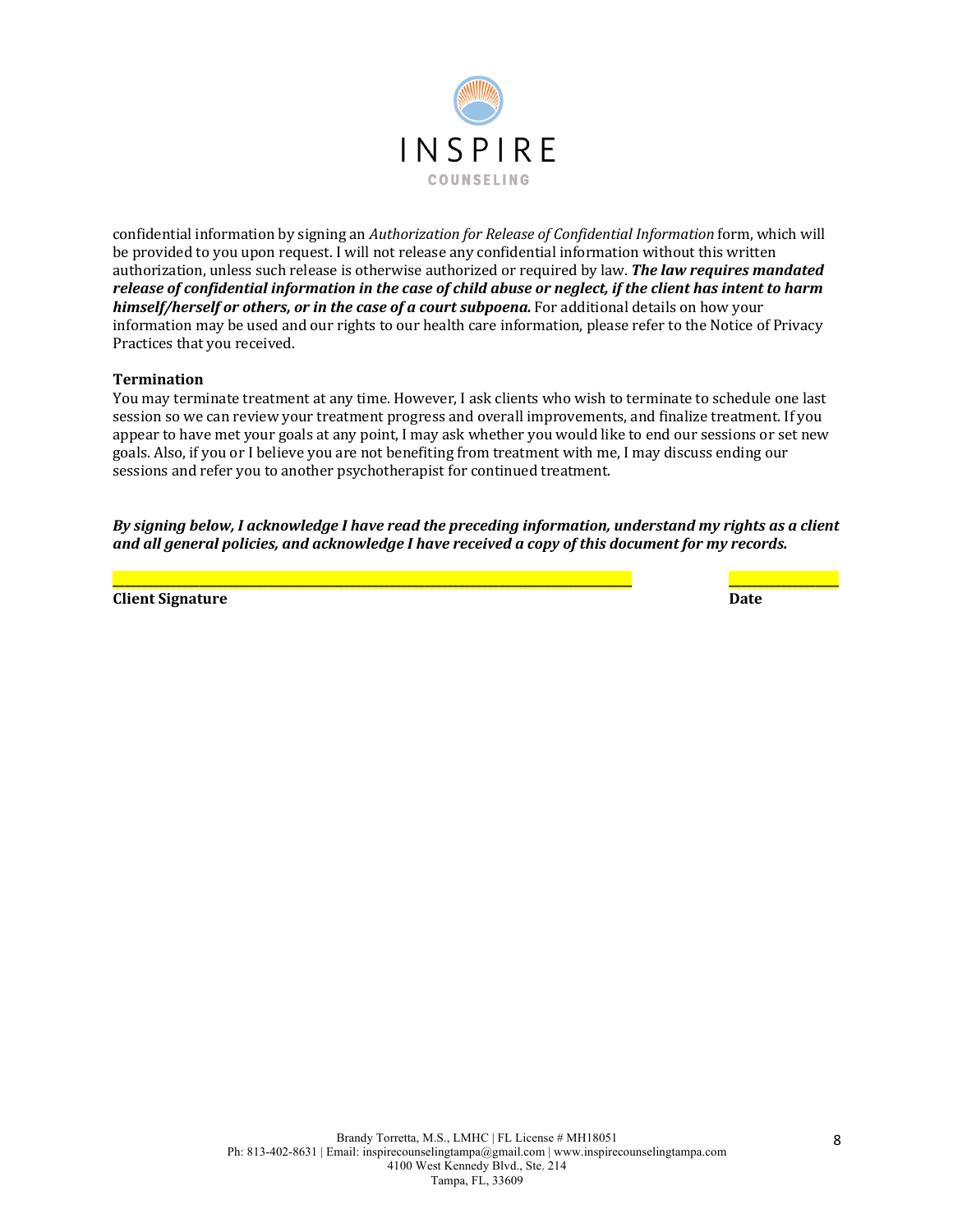confidential information by signing an *Authorization for Release of Confidential Information* form, which will be provided to you upon request. I will not release any confidential information without this written authorization, unless such release is otherwise authorized or required by law. ***The law requires mandated release of confidential information in the case of child abuse or neglect, if the client has intent to harm himself/herself or others, or in the case of a court subpoena.*** For additional details on how your information may be used and our rights to our health care information, please refer to the Notice of Privacy Practices that you received.

**Termination**

You may terminate treatment at any time. However, I ask clients who wish to terminate to schedule one last session so we can review your treatment progress and overall improvements, and finalize treatment. If you appear to have met your goals at any point, I may ask whether you would like to end our sessions or set new goals. Also, if you or I believe you are not benefiting from treatment with me, I may discuss ending our sessions and refer you to another psychotherapist for continued treatment.

***By signing below, I acknowledge I have read the preceding information, understand my rights as a client and all general policies, and acknowledge I have received a copy of this document for my records.***

_______________________________________________________ ____________

**Client Signature** **Date**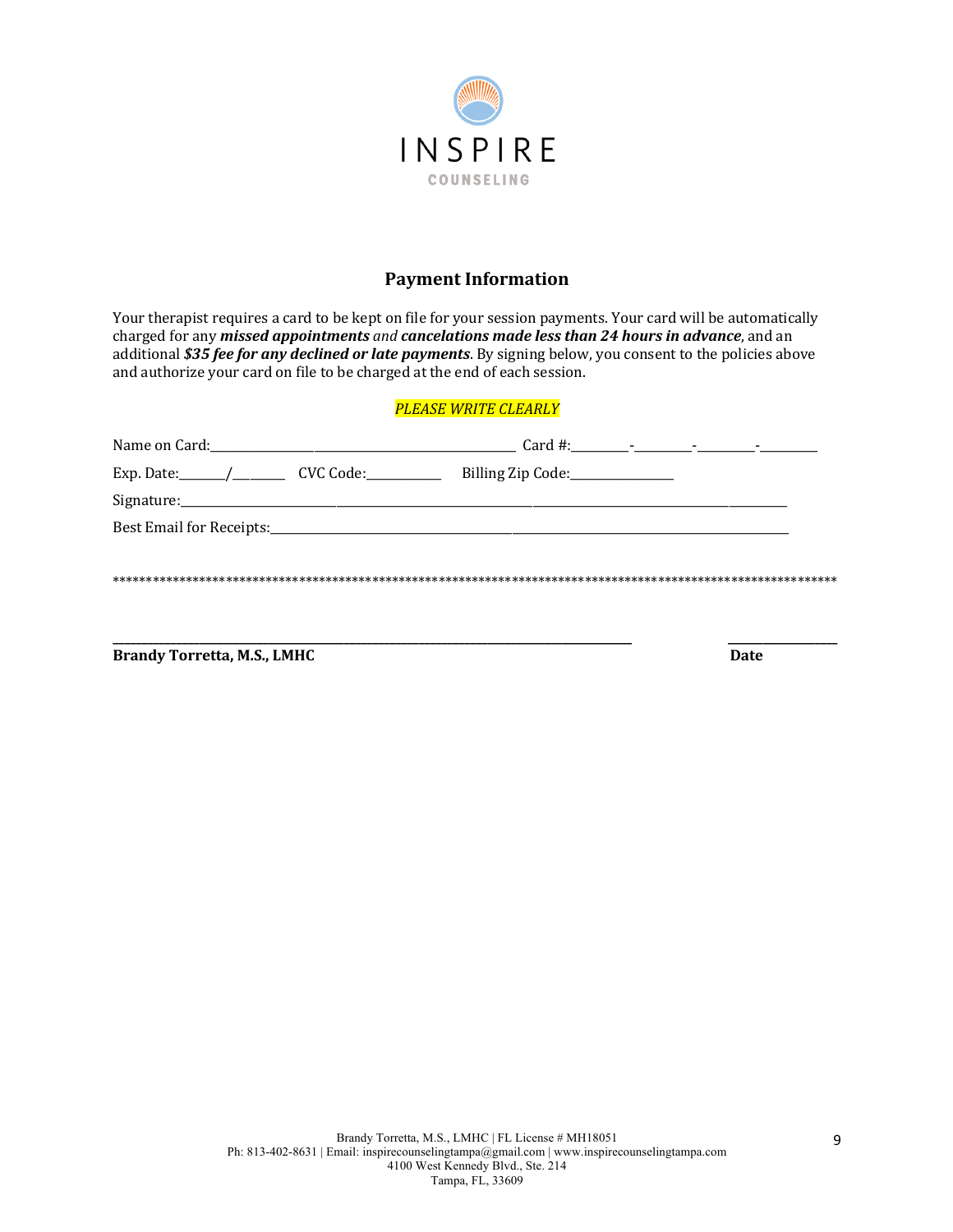INSPIRE
COUNSELING

## Payment Information

Your therapist requires a card to be kept on file for your session payments. Your card will be automatically charged for any ***missed appointments*** *and* ***cancelations made less than 24 hours in advance***, and an additional ***$35 fee for any declined or late payments***. By signing below, you consent to the policies above and authorize your card on file to be charged at the end of each session.

*PLEASE WRITE CLEARLY*

Name on Card:______________________________________________ Card #:_________-_________-_________-_________

Exp. Date:_______/________ CVC Code:___________ Billing Zip Code:________________

Signature:_____________________________________________________________________________________

Best Email for Receipts:_________________________________________________________________________

*******************************************************************************************************

_________________________________________________________________________ ________________

**Brandy Torretta, M.S., LMHC** **Date**

Brandy Torretta, M.S., LMHC | FL License # MH18051
Ph: 813-402-8631 | Email: inspirecounselingtampa@gmail.com | www.inspirecounselingtampa.com
4100 West Kennedy Blvd., Ste. 214
Tampa, FL, 33609